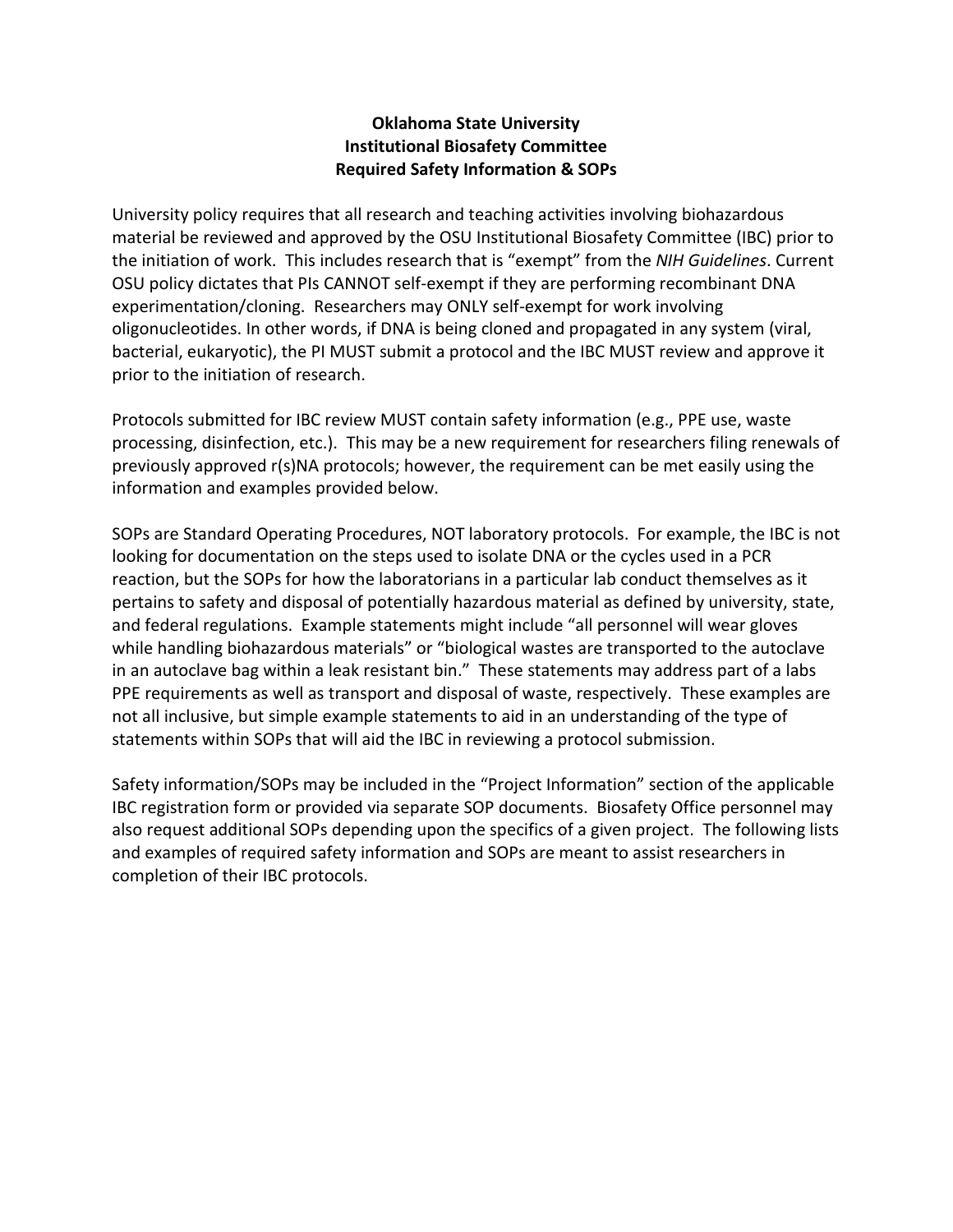# Oklahoma State University
# Institutional Biosafety Committee
# Required Safety Information & SOPs

University policy requires that all research and teaching activities involving biohazardous material be reviewed and approved by the OSU Institutional Biosafety Committee (IBC) prior to the initiation of work. This includes research that is "exempt" from the *NIH Guidelines*. Current OSU policy dictates that PIs CANNOT self-exempt if they are performing recombinant DNA experimentation/cloning. Researchers may ONLY self-exempt for work involving oligonucleotides. In other words, if DNA is being cloned and propagated in any system (viral, bacterial, eukaryotic), the PI MUST submit a protocol and the IBC MUST review and approve it prior to the initiation of research.

Protocols submitted for IBC review MUST contain safety information (e.g., PPE use, waste processing, disinfection, etc.). This may be a new requirement for researchers filing renewals of previously approved r(s)NA protocols; however, the requirement can be met easily using the information and examples provided below.

SOPs are Standard Operating Procedures, NOT laboratory protocols. For example, the IBC is not looking for documentation on the steps used to isolate DNA or the cycles used in a PCR reaction, but the SOPs for how the laboratorians in a particular lab conduct themselves as it pertains to safety and disposal of potentially hazardous material as defined by university, state, and federal regulations. Example statements might include "all personnel will wear gloves while handling biohazardous materials" or "biological wastes are transported to the autoclave in an autoclave bag within a leak resistant bin." These statements may address part of a labs PPE requirements as well as transport and disposal of waste, respectively. These examples are not all inclusive, but simple example statements to aid in an understanding of the type of statements within SOPs that will aid the IBC in reviewing a protocol submission.

Safety information/SOPs may be included in the "Project Information" section of the applicable IBC registration form or provided via separate SOP documents. Biosafety Office personnel may also request additional SOPs depending upon the specifics of a given project. The following lists and examples of required safety information and SOPs are meant to assist researchers in completion of their IBC protocols.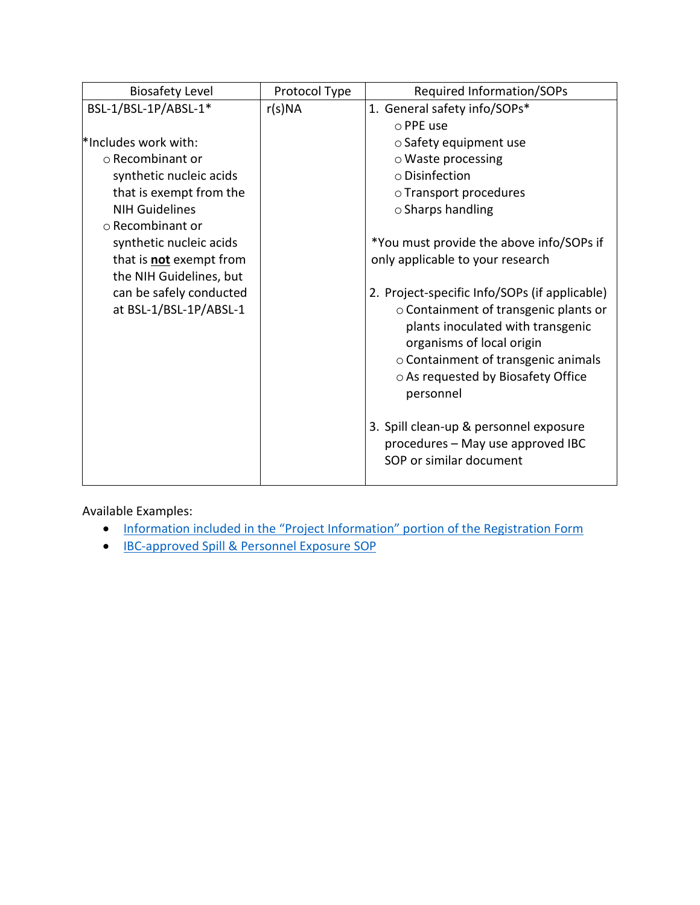| Biosafety Level | Protocol Type | Required Information/SOPs |
|---|---|---|
| BSL-1/BSL-1P/ABSL-1*<br><br>*Includes work with:<br>○ Recombinant or synthetic nucleic acids that is exempt from the NIH Guidelines<br>○ Recombinant or synthetic nucleic acids that is **not** exempt from the NIH Guidelines, but can be safely conducted at BSL-1/BSL-1P/ABSL-1 | r(s)NA | 1. General safety info/SOPs*<br>○ PPE use<br>○ Safety equipment use<br>○ Waste processing<br>○ Disinfection<br>○ Transport procedures<br>○ Sharps handling<br><br>*You must provide the above info/SOPs if only applicable to your research<br><br>2. Project-specific Info/SOPs (if applicable)<br>○ Containment of transgenic plants or plants inoculated with transgenic organisms of local origin<br>○ Containment of transgenic animals<br>○ As requested by Biosafety Office personnel<br><br>3. Spill clean-up & personnel exposure procedures – May use approved IBC SOP or similar document |

Available Examples:

- Information included in the "Project Information" portion of the Registration Form
- IBC-approved Spill & Personnel Exposure SOP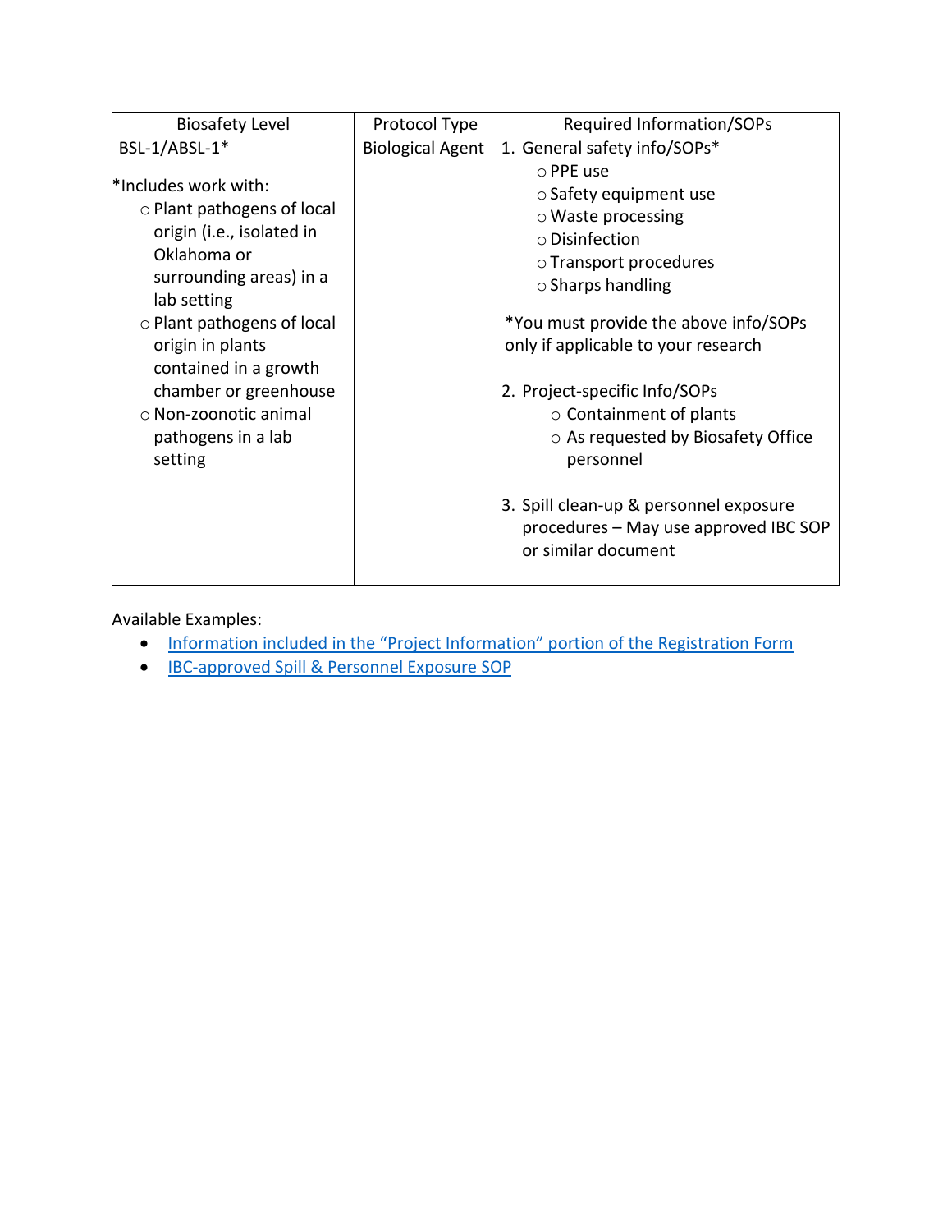| Biosafety Level | Protocol Type | Required Information/SOPs |
|---|---|---|
| BSL-1/ABSL-1*<br><br>*Includes work with:<br>○ Plant pathogens of local origin (i.e., isolated in Oklahoma or surrounding areas) in a lab setting<br>○ Plant pathogens of local origin in plants contained in a growth chamber or greenhouse<br>○ Non-zoonotic animal pathogens in a lab setting | Biological Agent | 1. General safety info/SOPs*<br>○ PPE use<br>○ Safety equipment use<br>○ Waste processing<br>○ Disinfection<br>○ Transport procedures<br>○ Sharps handling<br><br>*You must provide the above info/SOPs only if applicable to your research<br><br>2. Project-specific Info/SOPs<br>○ Containment of plants<br>○ As requested by Biosafety Office personnel<br><br>3. Spill clean-up & personnel exposure procedures – May use approved IBC SOP or similar document |

Available Examples:

- Information included in the “Project Information” portion of the Registration Form
- IBC-approved Spill & Personnel Exposure SOP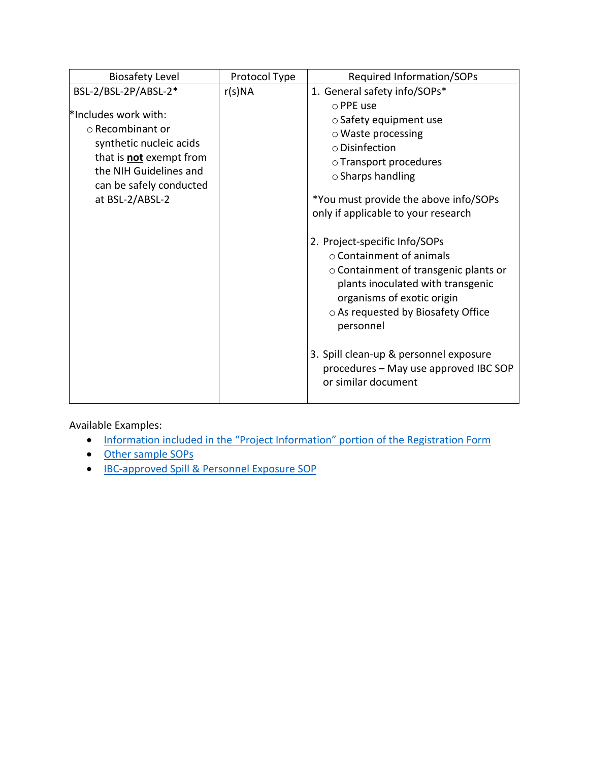| Biosafety Level | Protocol Type | Required Information/SOPs |
| --- | --- | --- |
| BSL-2/BSL-2P/ABSL-2*<br><br>*Includes work with:<br>○ Recombinant or synthetic nucleic acids that is **not** exempt from the NIH Guidelines and can be safely conducted at BSL-2/ABSL-2 | r(s)NA | 1. General safety info/SOPs*<br>○ PPE use<br>○ Safety equipment use<br>○ Waste processing<br>○ Disinfection<br>○ Transport procedures<br>○ Sharps handling<br><br>*You must provide the above info/SOPs only if applicable to your research<br><br>2. Project-specific Info/SOPs<br>○ Containment of animals<br>○ Containment of transgenic plants or plants inoculated with transgenic organisms of exotic origin<br>○ As requested by Biosafety Office personnel<br><br>3. Spill clean-up & personnel exposure procedures – May use approved IBC SOP or similar document |

Available Examples:

- Information included in the "Project Information" portion of the Registration Form
- Other sample SOPs
- IBC-approved Spill & Personnel Exposure SOP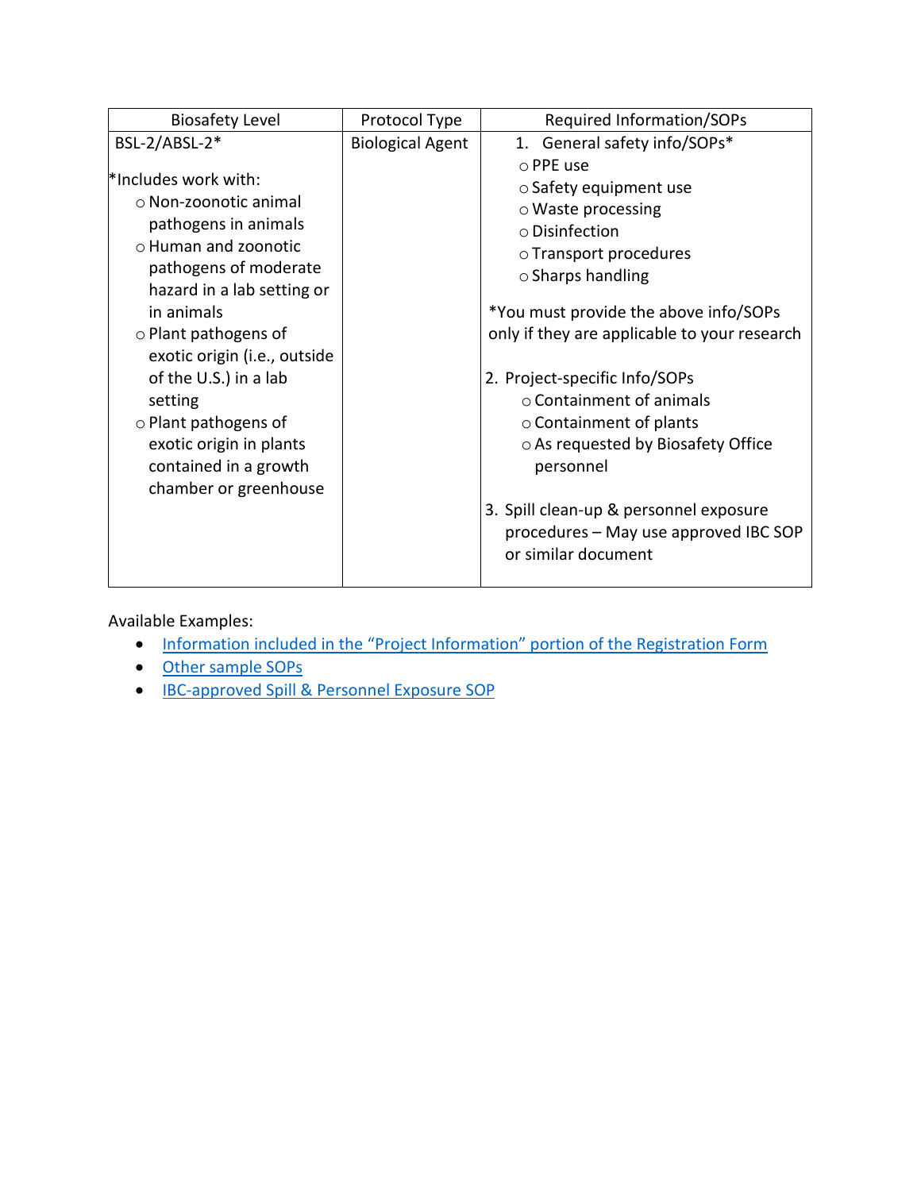| Biosafety Level | Protocol Type | Required Information/SOPs |
|---|---|---|
| BSL-2/ABSL-2*<br><br>*Includes work with:<br>○ Non-zoonotic animal pathogens in animals<br>○ Human and zoonotic pathogens of moderate hazard in a lab setting or in animals<br>○ Plant pathogens of exotic origin (i.e., outside of the U.S.) in a lab setting<br>○ Plant pathogens of exotic origin in plants contained in a growth chamber or greenhouse | Biological Agent | 1. General safety info/SOPs*<br>○ PPE use<br>○ Safety equipment use<br>○ Waste processing<br>○ Disinfection<br>○ Transport procedures<br>○ Sharps handling<br><br>*You must provide the above info/SOPs only if they are applicable to your research<br><br>2. Project-specific Info/SOPs<br>○ Containment of animals<br>○ Containment of plants<br>○ As requested by Biosafety Office personnel<br><br>3. Spill clean-up & personnel exposure procedures – May use approved IBC SOP or similar document |

Available Examples:

- Information included in the "Project Information" portion of the Registration Form
- Other sample SOPs
- IBC-approved Spill & Personnel Exposure SOP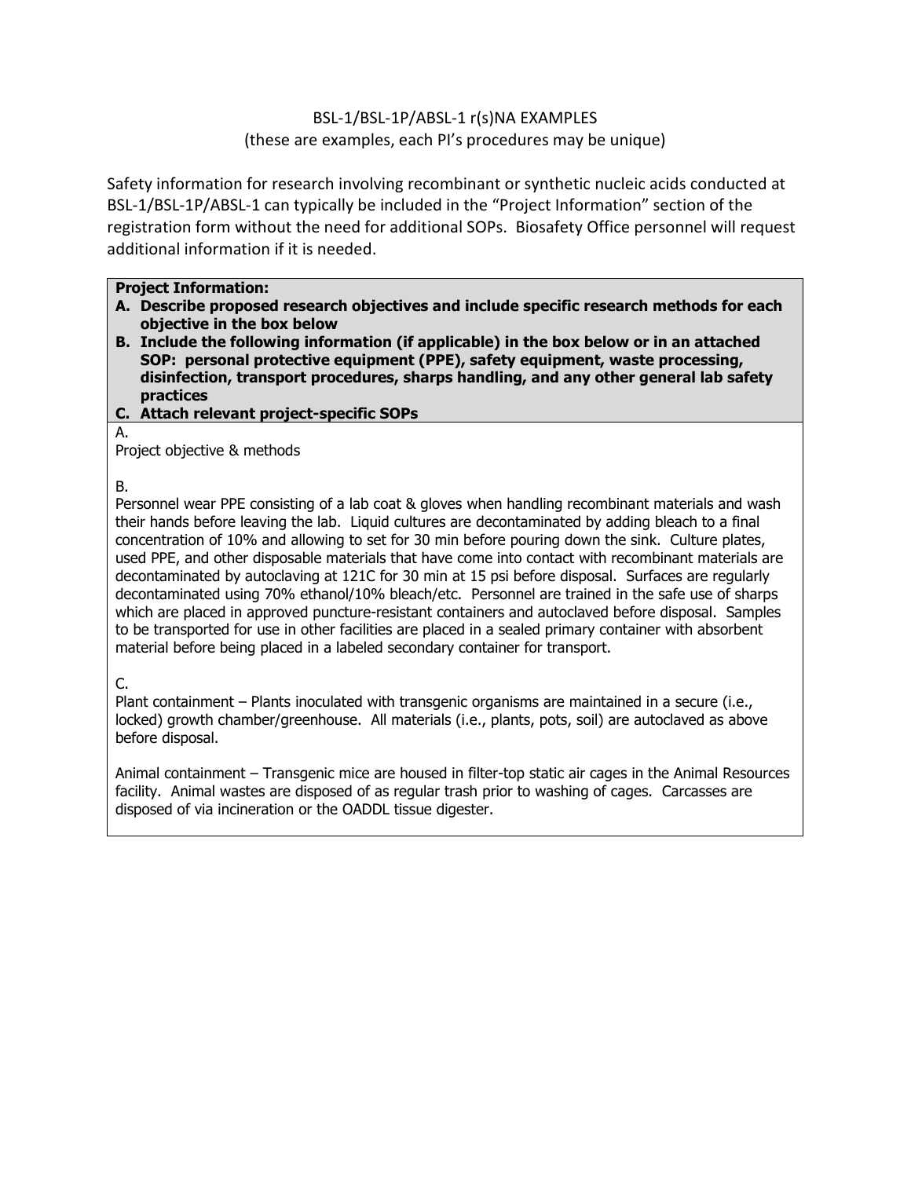BSL-1/BSL-1P/ABSL-1 r(s)NA EXAMPLES
(these are examples, each PI's procedures may be unique)

Safety information for research involving recombinant or synthetic nucleic acids conducted at BSL-1/BSL-1P/ABSL-1 can typically be included in the "Project Information" section of the registration form without the need for additional SOPs. Biosafety Office personnel will request additional information if it is needed.

**Project Information:**

- **A. Describe proposed research objectives and include specific research methods for each objective in the box below**
- **B. Include the following information (if applicable) in the box below or in an attached SOP: personal protective equipment (PPE), safety equipment, waste processing, disinfection, transport procedures, sharps handling, and any other general lab safety practices**
- **C. Attach relevant project-specific SOPs**

A.
Project objective & methods

B.
Personnel wear PPE consisting of a lab coat & gloves when handling recombinant materials and wash their hands before leaving the lab. Liquid cultures are decontaminated by adding bleach to a final concentration of 10% and allowing to set for 30 min before pouring down the sink. Culture plates, used PPE, and other disposable materials that have come into contact with recombinant materials are decontaminated by autoclaving at 121C for 30 min at 15 psi before disposal. Surfaces are regularly decontaminated using 70% ethanol/10% bleach/etc. Personnel are trained in the safe use of sharps which are placed in approved puncture-resistant containers and autoclaved before disposal. Samples to be transported for use in other facilities are placed in a sealed primary container with absorbent material before being placed in a labeled secondary container for transport.

C.
Plant containment – Plants inoculated with transgenic organisms are maintained in a secure (i.e., locked) growth chamber/greenhouse. All materials (i.e., plants, pots, soil) are autoclaved as above before disposal.

Animal containment – Transgenic mice are housed in filter-top static air cages in the Animal Resources facility. Animal wastes are disposed of as regular trash prior to washing of cages. Carcasses are disposed of via incineration or the OADDL tissue digester.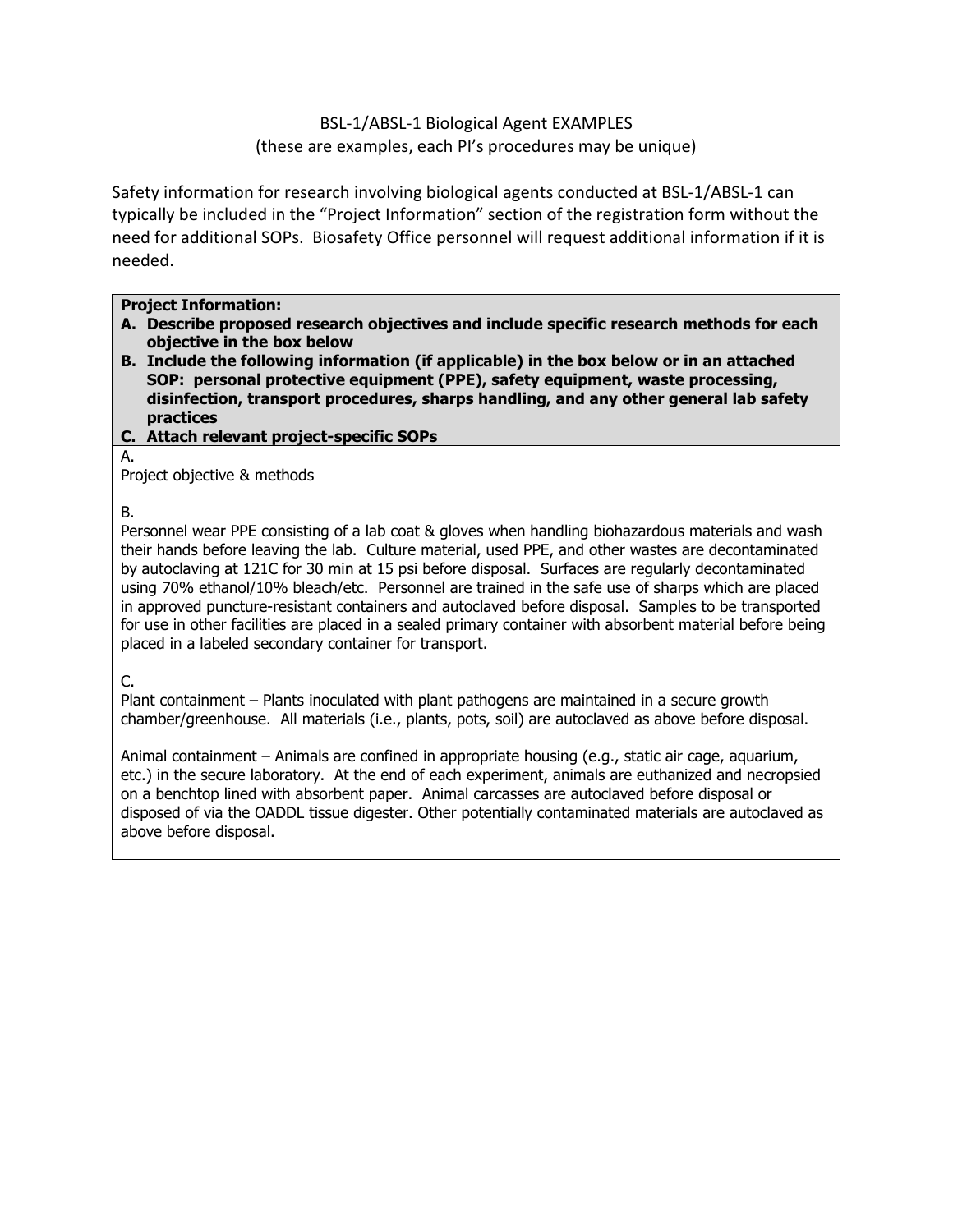BSL-1/ABSL-1 Biological Agent EXAMPLES
(these are examples, each PI's procedures may be unique)

Safety information for research involving biological agents conducted at BSL-1/ABSL-1 can typically be included in the "Project Information" section of the registration form without the need for additional SOPs. Biosafety Office personnel will request additional information if it is needed.

**Project Information:**

**A. Describe proposed research objectives and include specific research methods for each objective in the box below**

**B. Include the following information (if applicable) in the box below or in an attached SOP: personal protective equipment (PPE), safety equipment, waste processing, disinfection, transport procedures, sharps handling, and any other general lab safety practices**

**C. Attach relevant project-specific SOPs**

A.
Project objective & methods

B.
Personnel wear PPE consisting of a lab coat & gloves when handling biohazardous materials and wash their hands before leaving the lab. Culture material, used PPE, and other wastes are decontaminated by autoclaving at 121C for 30 min at 15 psi before disposal. Surfaces are regularly decontaminated using 70% ethanol/10% bleach/etc. Personnel are trained in the safe use of sharps which are placed in approved puncture-resistant containers and autoclaved before disposal. Samples to be transported for use in other facilities are placed in a sealed primary container with absorbent material before being placed in a labeled secondary container for transport.

C.
Plant containment – Plants inoculated with plant pathogens are maintained in a secure growth chamber/greenhouse. All materials (i.e., plants, pots, soil) are autoclaved as above before disposal.

Animal containment – Animals are confined in appropriate housing (e.g., static air cage, aquarium, etc.) in the secure laboratory. At the end of each experiment, animals are euthanized and necropsied on a benchtop lined with absorbent paper. Animal carcasses are autoclaved before disposal or disposed of via the OADDL tissue digester. Other potentially contaminated materials are autoclaved as above before disposal.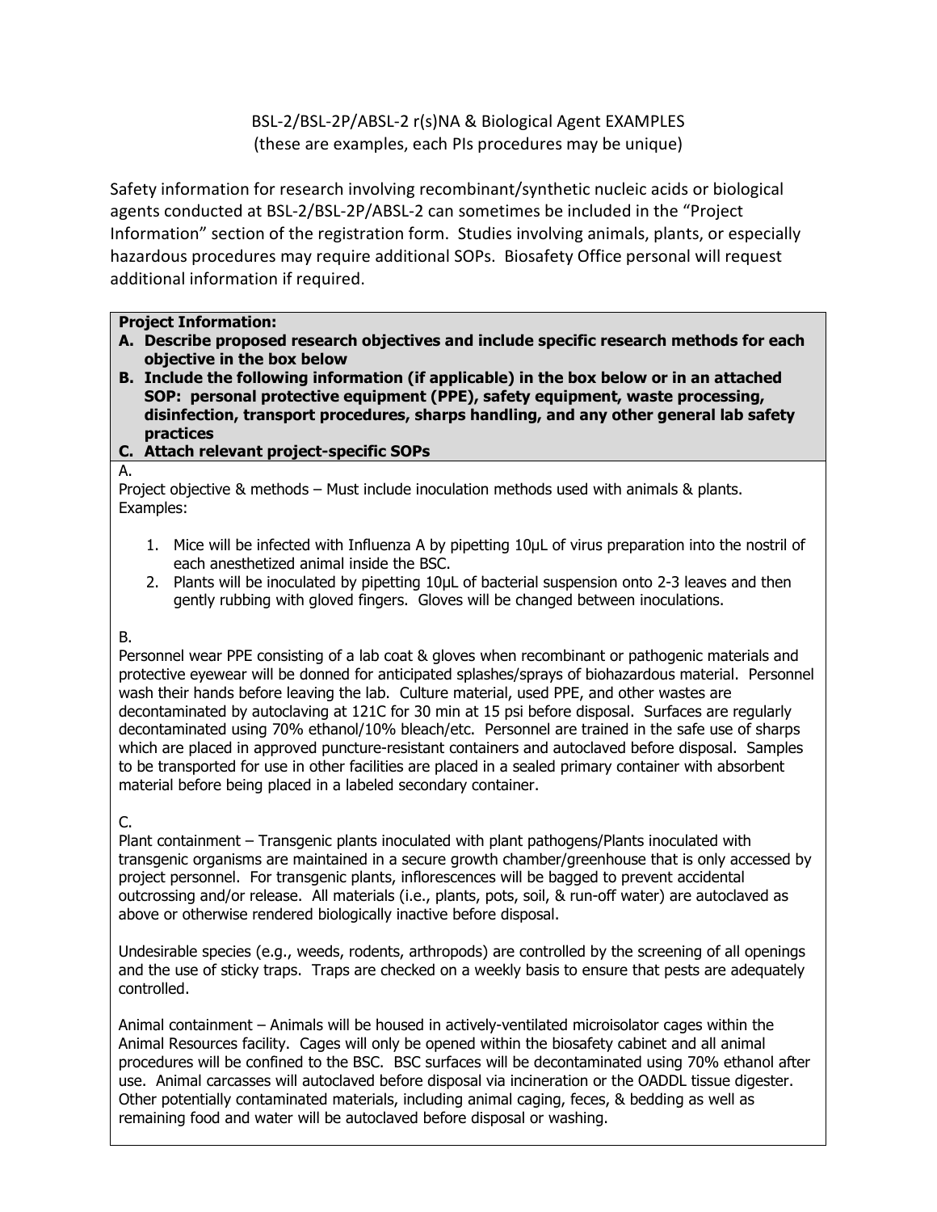BSL-2/BSL-2P/ABSL-2 r(s)NA & Biological Agent EXAMPLES
(these are examples, each PIs procedures may be unique)

Safety information for research involving recombinant/synthetic nucleic acids or biological agents conducted at BSL-2/BSL-2P/ABSL-2 can sometimes be included in the "Project Information" section of the registration form. Studies involving animals, plants, or especially hazardous procedures may require additional SOPs. Biosafety Office personal will request additional information if required.

**Project Information:**

**A. Describe proposed research objectives and include specific research methods for each objective in the box below**

**B. Include the following information (if applicable) in the box below or in an attached SOP: personal protective equipment (PPE), safety equipment, waste processing, disinfection, transport procedures, sharps handling, and any other general lab safety practices**

**C. Attach relevant project-specific SOPs**

A.

Project objective & methods – Must include inoculation methods used with animals & plants. Examples:

1. Mice will be infected with Influenza A by pipetting 10µL of virus preparation into the nostril of each anesthetized animal inside the BSC.
2. Plants will be inoculated by pipetting 10µL of bacterial suspension onto 2-3 leaves and then gently rubbing with gloved fingers. Gloves will be changed between inoculations.

B.

Personnel wear PPE consisting of a lab coat & gloves when recombinant or pathogenic materials and protective eyewear will be donned for anticipated splashes/sprays of biohazardous material. Personnel wash their hands before leaving the lab. Culture material, used PPE, and other wastes are decontaminated by autoclaving at 121C for 30 min at 15 psi before disposal. Surfaces are regularly decontaminated using 70% ethanol/10% bleach/etc. Personnel are trained in the safe use of sharps which are placed in approved puncture-resistant containers and autoclaved before disposal. Samples to be transported for use in other facilities are placed in a sealed primary container with absorbent material before being placed in a labeled secondary container.

C.

Plant containment – Transgenic plants inoculated with plant pathogens/Plants inoculated with transgenic organisms are maintained in a secure growth chamber/greenhouse that is only accessed by project personnel. For transgenic plants, inflorescences will be bagged to prevent accidental outcrossing and/or release. All materials (i.e., plants, pots, soil, & run-off water) are autoclaved as above or otherwise rendered biologically inactive before disposal.

Undesirable species (e.g., weeds, rodents, arthropods) are controlled by the screening of all openings and the use of sticky traps. Traps are checked on a weekly basis to ensure that pests are adequately controlled.

Animal containment – Animals will be housed in actively-ventilated microisolator cages within the Animal Resources facility. Cages will only be opened within the biosafety cabinet and all animal procedures will be confined to the BSC. BSC surfaces will be decontaminated using 70% ethanol after use. Animal carcasses will autoclaved before disposal via incineration or the OADDL tissue digester. Other potentially contaminated materials, including animal caging, feces, & bedding as well as remaining food and water will be autoclaved before disposal or washing.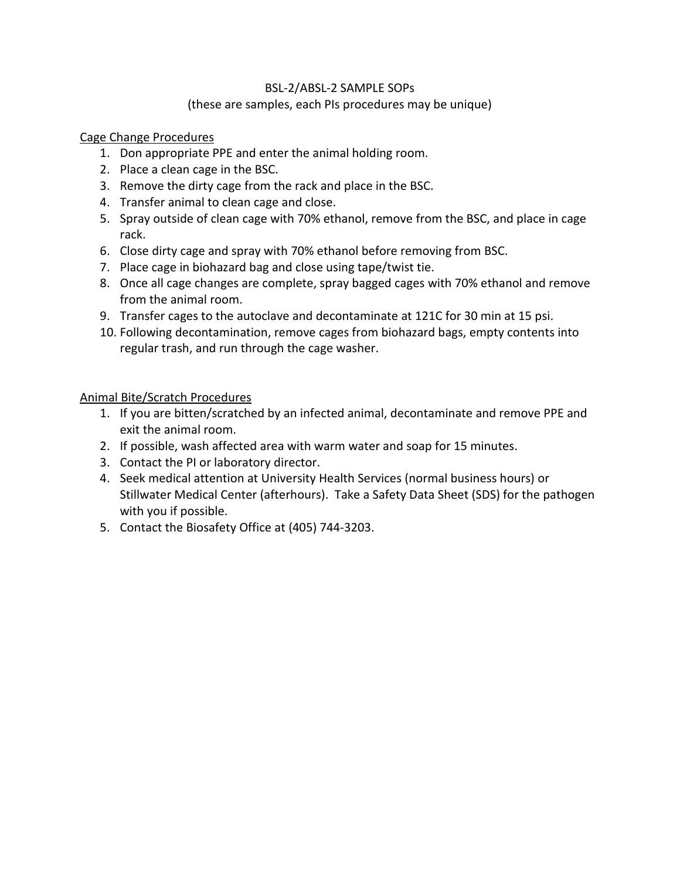# BSL-2/ABSL-2 SAMPLE SOPs

(these are samples, each PIs procedures may be unique)

## Cage Change Procedures

1. Don appropriate PPE and enter the animal holding room.
2. Place a clean cage in the BSC.
3. Remove the dirty cage from the rack and place in the BSC.
4. Transfer animal to clean cage and close.
5. Spray outside of clean cage with 70% ethanol, remove from the BSC, and place in cage rack.
6. Close dirty cage and spray with 70% ethanol before removing from BSC.
7. Place cage in biohazard bag and close using tape/twist tie.
8. Once all cage changes are complete, spray bagged cages with 70% ethanol and remove from the animal room.
9. Transfer cages to the autoclave and decontaminate at 121C for 30 min at 15 psi.
10. Following decontamination, remove cages from biohazard bags, empty contents into regular trash, and run through the cage washer.

## Animal Bite/Scratch Procedures

1. If you are bitten/scratched by an infected animal, decontaminate and remove PPE and exit the animal room.
2. If possible, wash affected area with warm water and soap for 15 minutes.
3. Contact the PI or laboratory director.
4. Seek medical attention at University Health Services (normal business hours) or Stillwater Medical Center (afterhours). Take a Safety Data Sheet (SDS) for the pathogen with you if possible.
5. Contact the Biosafety Office at (405) 744-3203.